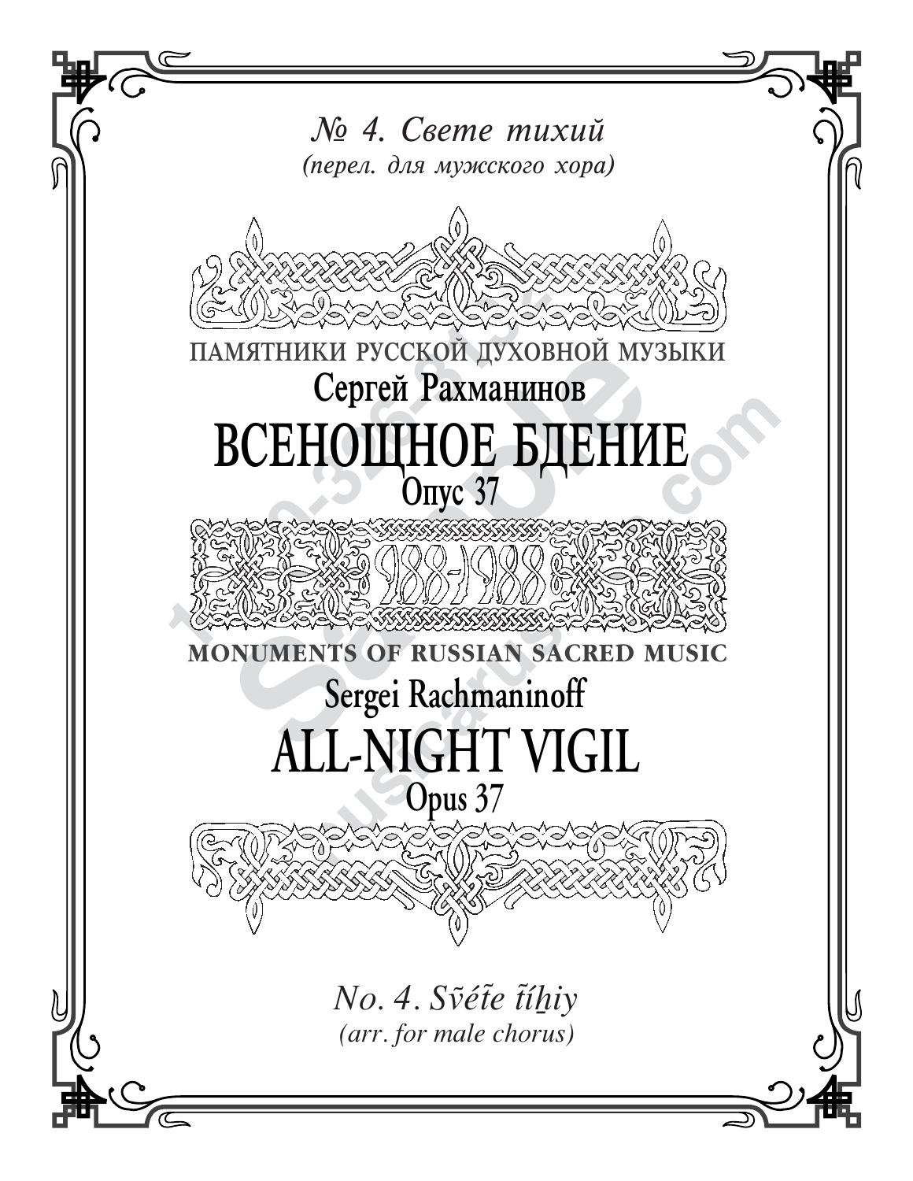*№ 4. Свете тихий*

*(перел. для мужского хора)*

ПАМЯТНИКИ РУССКОЙ ДУХОВНОЙ МУЗЫКИ

## Сергей Рахманинов

# ВСЕНОЩНОЕ БДЕНИЕ

## Опус 37

988-1988

MONUMENTS OF RUSSIAN SACRED MUSIC

## Sergei Rachmaninoff

# ALL-NIGHT VIGIL

## Opus 37

*No. 4. Svẽt̃e t̃íẖiy*

*(arr. for male chorus)*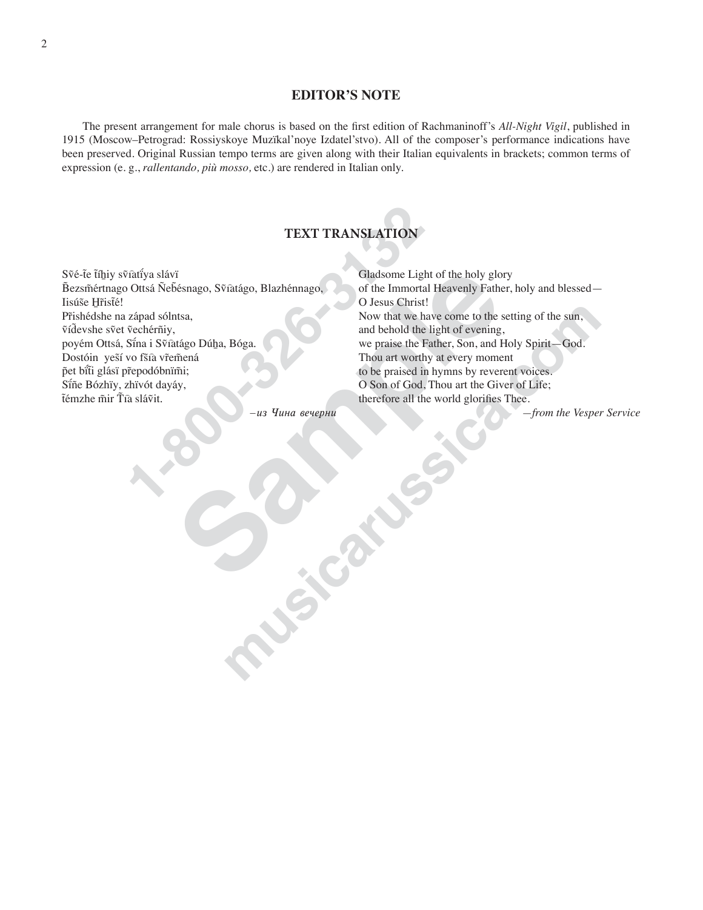## EDITOR'S NOTE

The present arrangement for male chorus is based on the first edition of Rachmaninoff's *All-Night Vigil*, published in 1915 (Moscow–Petrograd: Rossiyskoye Muzïkal'noye Izdatel'stvo). All of the composer's performance indications have been preserved. Original Russian tempo terms are given along with their Italian equivalents in brackets; common terms of expression (e. g., *rallentando, più mosso,* etc.) are rendered in Italian only.

## TEXT TRANSLATION

S̃vé-t̃e t̃íḫiy sṽiatíya slávï
B̃ezsm̃értnago Ottsá Ñeb̃ésnago, Sṽiatágo, Blazhénnago,
Iisúše Ḫrisṫé!
Přishédshe na západ sólntsa,
ṽíd̃evshe sṽet ṽechérñiy,
poyém Ottsá, Sína i Sṽiatágo Dúḫa, Bóga.
Dostóin yeší vo fšía vřem̃ená
p̃et bíṫi glásï přepodóbnïm̃i;
Síñe Bózhïy, zhïvót dayáy,
ṫémzhe m̃ir Ṫia slávit.

*–из Чина вечерни*

Gladsome Light of the holy glory
of the Immortal Heavenly Father, holy and blessed—
O Jesus Christ!
Now that we have come to the setting of the sun,
and behold the light of evening,
we praise the Father, Son, and Holy Spirit—God.
Thou art worthy at every moment
to be praised in hymns by reverent voices.
O Son of God, Thou art the Giver of Life;
therefore all the world glorifies Thee.

*—from the Vesper Service*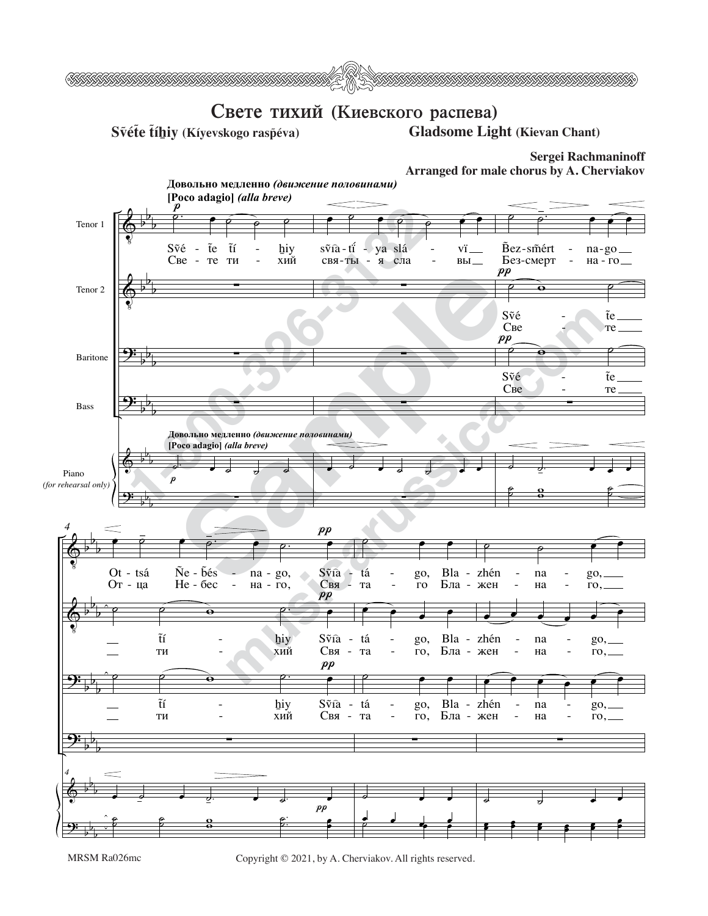# Свете тихий (Киевского распева)

**Svéte tíhiy (Kíyevskogo raspéva)** **Gladsome Light (Kievan Chant)**

**Sergei Rachmaninoff**
**Arranged for male chorus by A. Cherviakov**

**Довольно медленно** *(движение половинами)*
**[Poco adagio]** *(alla breve)*

Tenor 1: Své - te tí - hiy svía - tí - ya slá - vï Bez-smért - na-go Ot - tsá Ne - bés - na-go, Svía - tá - go, Bla - zhén - na - go,
Свe - те ти - хий свя-ты - я сла - вы Без-смерт - на-го От - ца Не - бес - на-го, Свя - та - го Бла - жен - на - го,

Tenor 2: Své - te tí - hiy Svía - tá - go, Bla - zhén - na - go,
Све - те ти - хий Свя - та - го, Бла - жен - на - го,

Baritone: Své - te tí - hiy Svía - tá - go, Bla - zhén - na - go,
Све - те ти - хий Свя - та - го, Бла - жен - на - го,

Bass

Piano (for rehearsal only)

MRSM Ra026mc

Copyright © 2021, by A. Cherviakov. All rights reserved.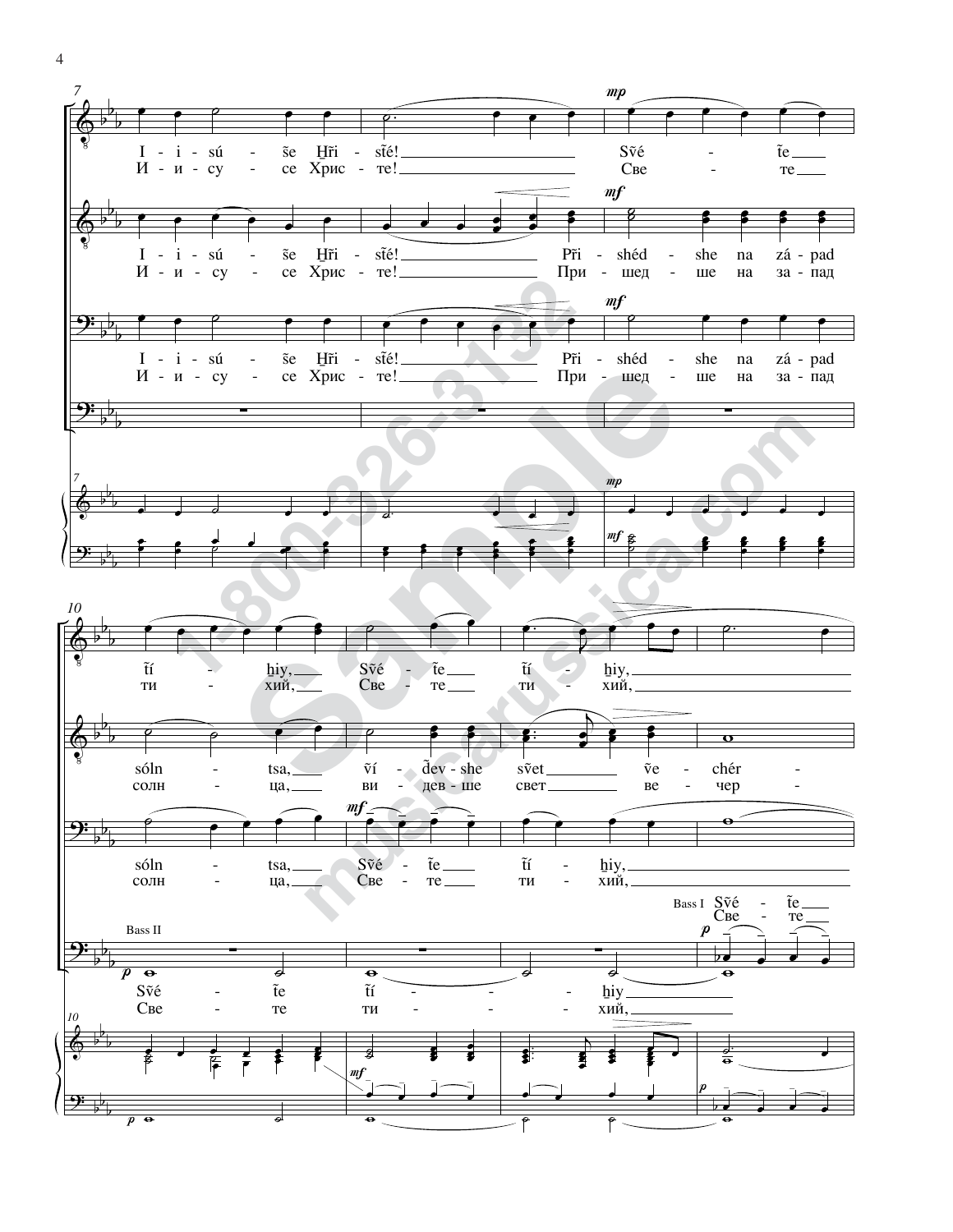**7**

*mp*

I - i - sú - še Ḫr̃i - s̃té! S̃vé - t̃e
И - и - су - се Хрис - те! Све - те

*mf*

I - i - sú - še Ḫr̃i - s̃té! Pr̃i - shéd - she na zá - pad
И - и - су - се Хрис - те! При - шед - ше на за - пад

*mf*

I - i - sú - še Ḫr̃i - s̃té! Pr̃i - shéd - she na zá - pad
И - и - су - се Хрис - те! При - шед - ше на за - пад

**10**

t̃í - ḫiy, S̃vé - t̃e t̃í - ḫiy,
ти - хий, Све - те ти - хий,

sóln - tsa, ṽí - d̃ev - she s̃vet ṽe - chér -
солн - ца, ви - дев - ше свет ве - чер -

*mf*

sóln - tsa, S̃vé - t̃e t̃í - ḫiy,
солн - ца, Све - те ти - хий,

Bass I *p*

S̃vé - t̃e
Све - те

Bass II *p*

S̃vé - t̃e t̃í - ḫiy
Све - те ти - хий,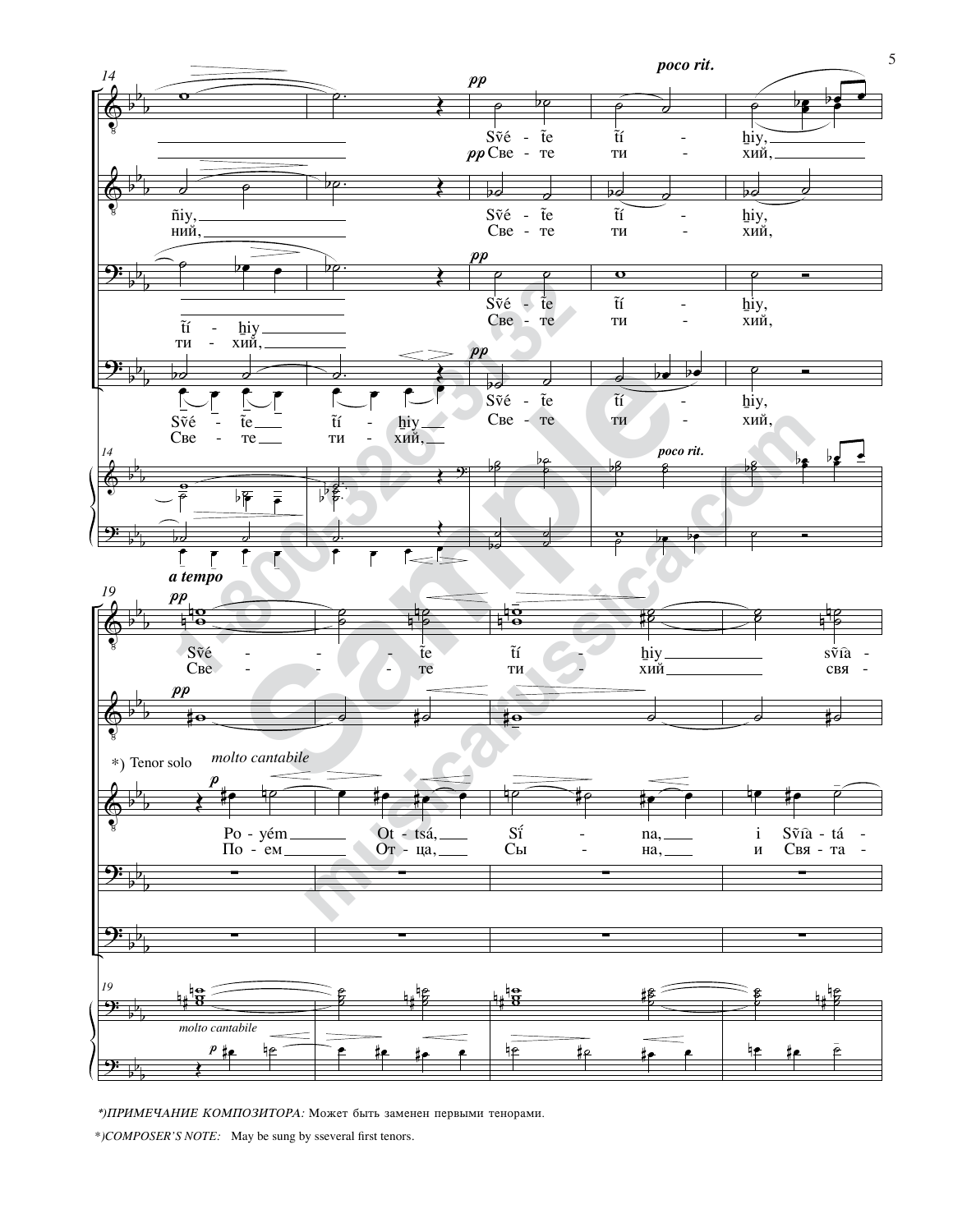*)ПРИМЕЧАНИЕ КОМПОЗИТОРА: Может быть заменен первыми тенорами.

*)COMPOSER'S NOTE: May be sung by sseveral first tenors.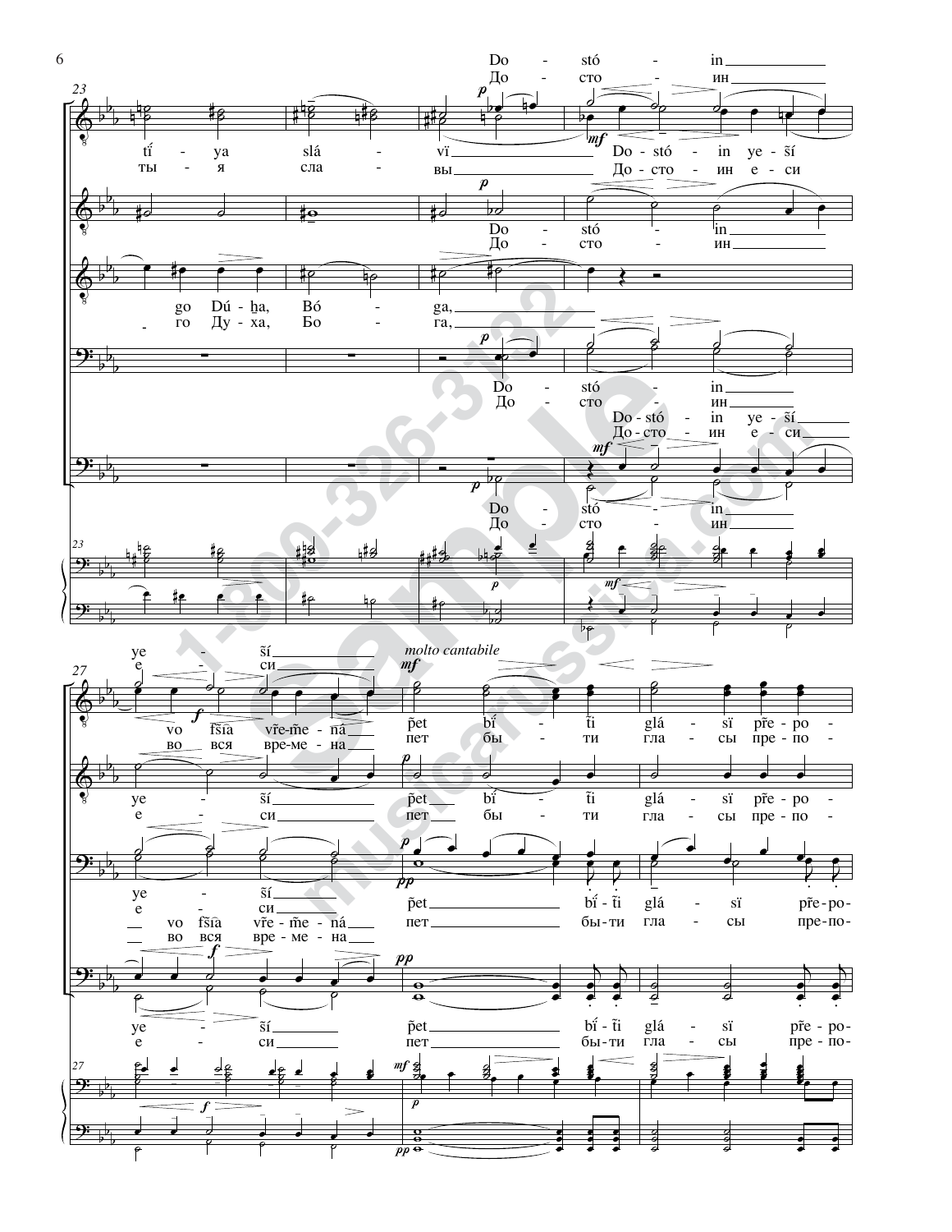Do - stó - in
До - сто - ин

tí - ya slá - vï
ты - я сла - вы

Do - stó - in ye - ŝí
До - сто - ин е - си

Do - stó - in
До - сто - ин

go Dú - ḫa, Bó - ga,
го Ду - ха, Бо - га,

Do - stó - in
До - сто - ин

Do - stó - in ye - ŝí
До - сто - ин е - си

Do - stó - in
До - сто - ин

ye - ŝí
е - си

*molto cantabile*

vo fŝïa vře - m̃e - ná
во вся вре - ме - на

p̃et bí - t̃i glá - sï p̃re - po -
пет бы - ти гла - сы пре - по -

ye - ŝí
е - си

p̃et bí - t̃i glá - sï p̃re - po -
пет бы - ти гла - сы пре - по -

ye - ŝí
е - си

p̃et bí - t̃i glá - sï p̃re - po -
пет бы - ти гла - сы пре - по -

vo fŝïa vře - m̃e - ná
во вся вре - ме - на

p̃et bí - t̃i glá - sï p̃re - po -
пет бы - ти гла - сы пре - по -

ye - ŝí
е - си

p̃et bí - t̃i glá - sï p̃re - po -
пет бы - ти гла - сы пре - по -